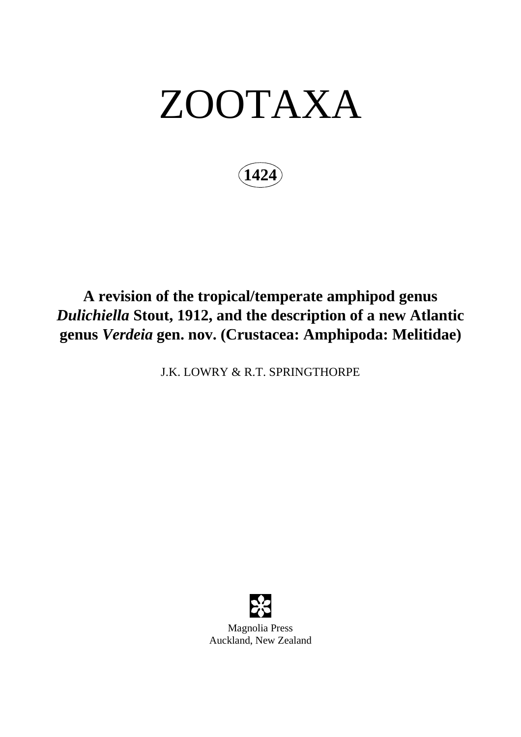# ZOOTAXA

**1424**

## A revision of the tropical/temperate amphipod genus *Dulichiella* Stout, 1912, and the description of a new Atlantic genus *Verdeia* gen. nov. (Crustacea: Amphipoda: Melitidae)

J.K. LOWRY & R.T. SPRINGTHORPE

Magnolia Press
Auckland, New Zealand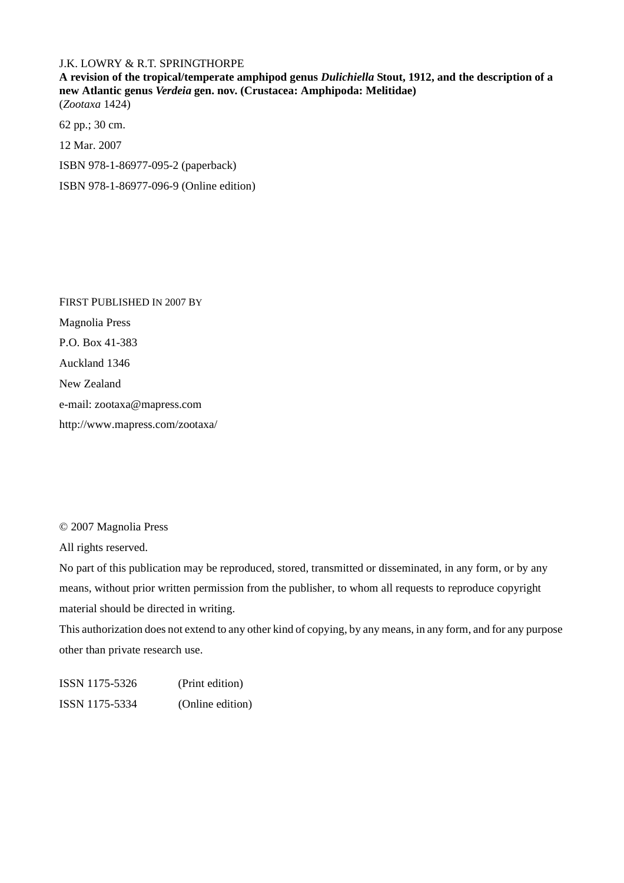J.K. LOWRY & R.T. SPRINGTHORPE

**A revision of the tropical/temperate amphipod genus *Dulichiella* Stout, 1912, and the description of a new Atlantic genus *Verdeia* gen. nov. (Crustacea: Amphipoda: Melitidae)**
(*Zootaxa* 1424)

62 pp.; 30 cm.

12 Mar. 2007

ISBN 978-1-86977-095-2 (paperback)

ISBN 978-1-86977-096-9 (Online edition)

FIRST PUBLISHED IN 2007 BY

Magnolia Press

P.O. Box 41-383

Auckland 1346

New Zealand

e-mail: zootaxa@mapress.com

http://www.mapress.com/zootaxa/

© 2007 Magnolia Press

All rights reserved.

No part of this publication may be reproduced, stored, transmitted or disseminated, in any form, or by any means, without prior written permission from the publisher, to whom all requests to reproduce copyright material should be directed in writing.

This authorization does not extend to any other kind of copying, by any means, in any form, and for any purpose other than private research use.

ISSN 1175-5326 (Print edition)

ISSN 1175-5334 (Online edition)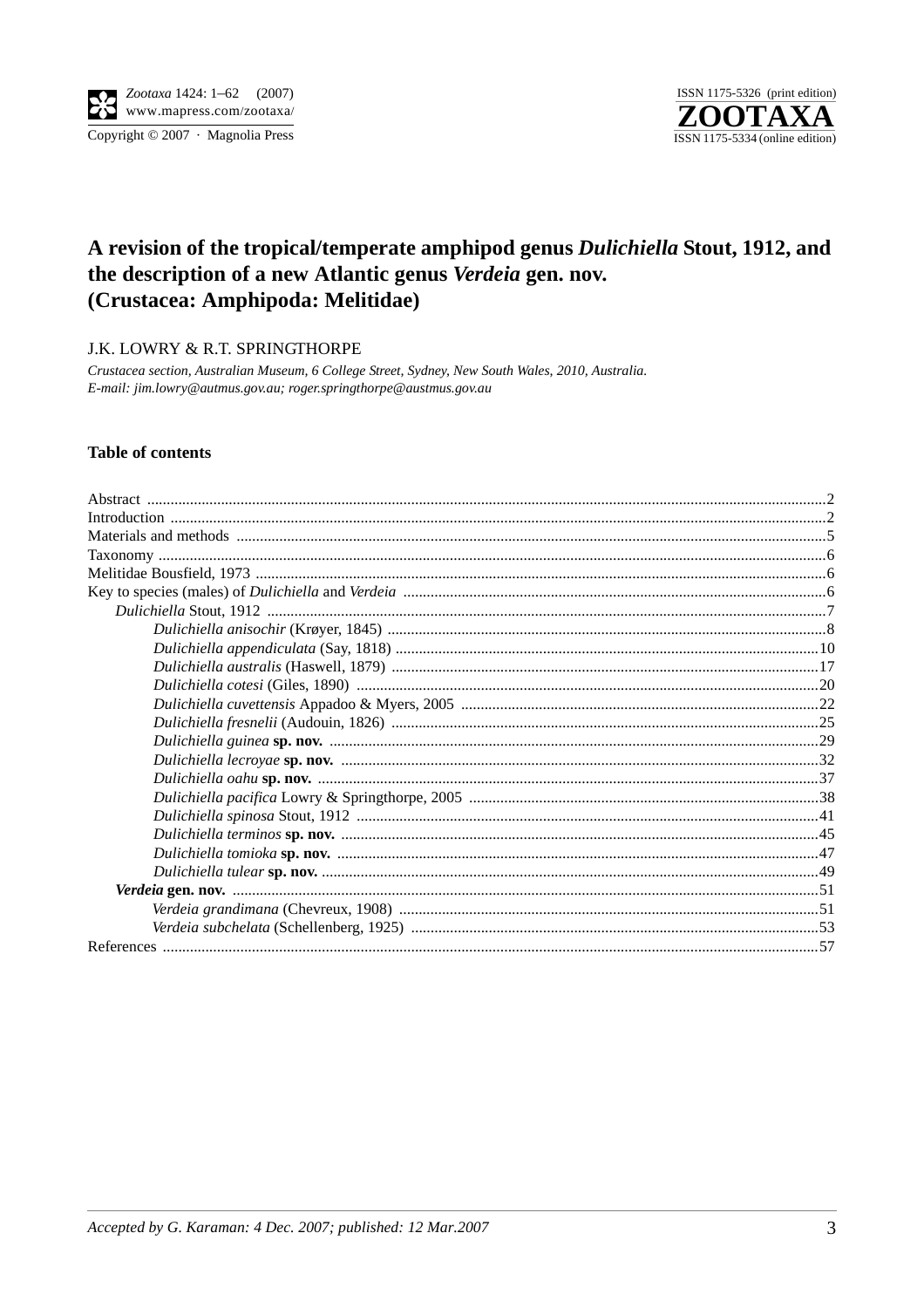# A revision of the tropical/temperate amphipod genus *Dulichiella* Stout, 1912, and the description of a new Atlantic genus *Verdeia* gen. nov. (Crustacea: Amphipoda: Melitidae)

J.K. LOWRY & R.T. SPRINGTHORPE

*Crustacea section, Australian Museum, 6 College Street, Sydney, New South Wales, 2010, Australia.*
*E-mail: jim.lowry@autmus.gov.au; roger.springthorpe@austmus.gov.au*

## Table of contents

- Abstract ..... 2
- Introduction ..... 2
- Materials and methods ..... 5
- Taxonomy ..... 6
- Melitidae Bousfield, 1973 ..... 6
- Key to species (males) of *Dulichiella* and *Verdeia* ..... 6
    - *Dulichiella* Stout, 1912 ..... 7
        - *Dulichiella anisochir* (Krøyer, 1845) ..... 8
        - *Dulichiella appendiculata* (Say, 1818) ..... 10
        - *Dulichiella australis* (Haswell, 1879) ..... 17
        - *Dulichiella cotesi* (Giles, 1890) ..... 20
        - *Dulichiella cuvettensis* Appadoo & Myers, 2005 ..... 22
        - *Dulichiella fresnelii* (Audouin, 1826) ..... 25
        - *Dulichiella guinea* **sp. nov.** ..... 29
        - *Dulichiella lecroyae* **sp. nov.** ..... 32
        - *Dulichiella oahu* **sp. nov.** ..... 37
        - *Dulichiella pacifica* Lowry & Springthorpe, 2005 ..... 38
        - *Dulichiella spinosa* Stout, 1912 ..... 41
        - *Dulichiella terminos* **sp. nov.** ..... 45
        - *Dulichiella tomioka* **sp. nov.** ..... 47
        - *Dulichiella tulear* **sp. nov.** ..... 49
    - ***Verdeia* gen. nov.** ..... 51
        - *Verdeia grandimana* (Chevreux, 1908) ..... 51
        - *Verdeia subchelata* (Schellenberg, 1925) ..... 53
- References ..... 57

*Accepted by G. Karaman: 4 Dec. 2007; published: 12 Mar.2007*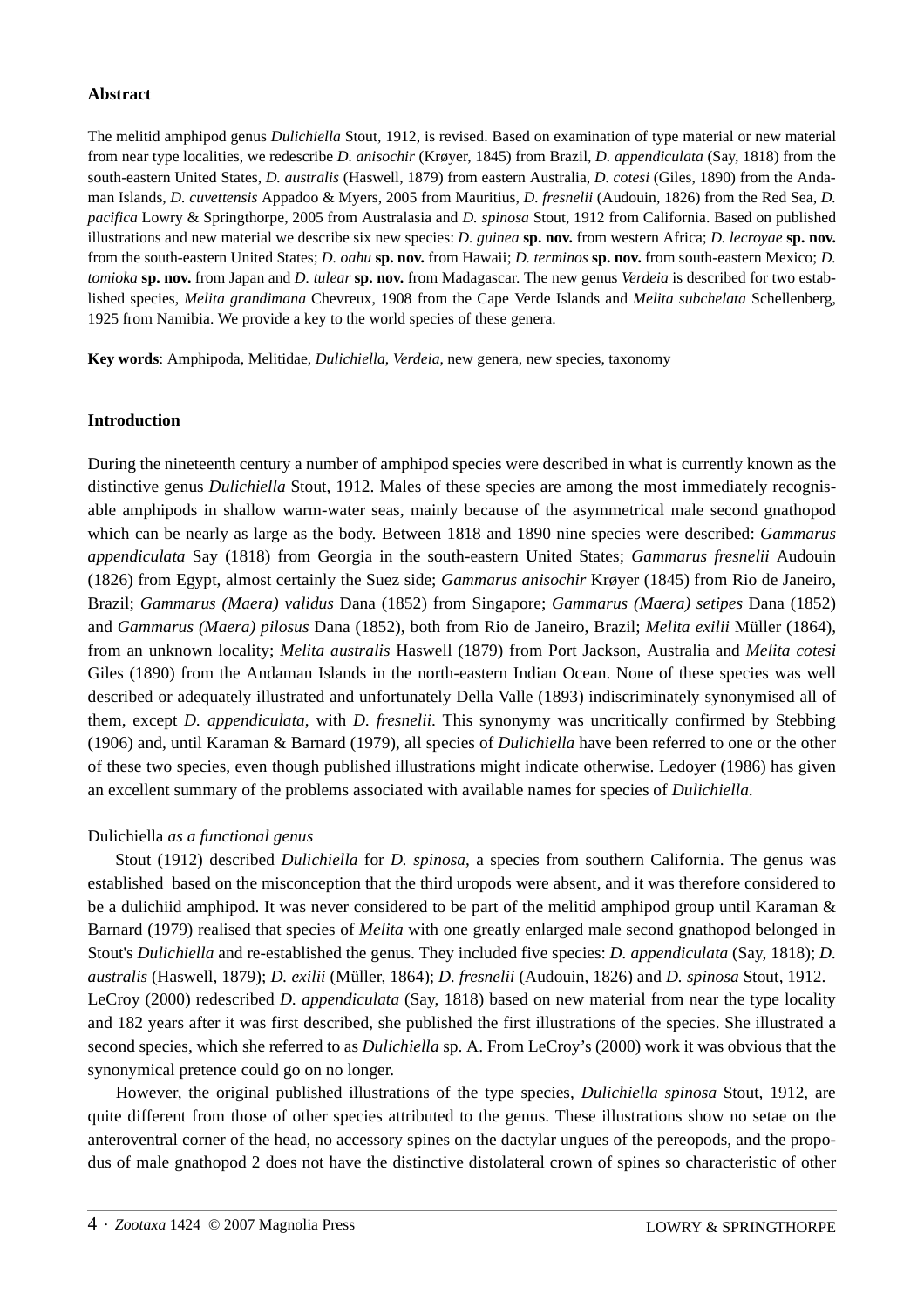## Abstract

The melitid amphipod genus *Dulichiella* Stout, 1912, is revised. Based on examination of type material or new material from near type localities, we redescribe *D. anisochir* (Krøyer, 1845) from Brazil, *D. appendiculata* (Say, 1818) from the south-eastern United States, *D. australis* (Haswell, 1879) from eastern Australia, *D. cotesi* (Giles, 1890) from the Andaman Islands, *D. cuvettensis* Appadoo & Myers, 2005 from Mauritius, *D. fresnelii* (Audouin, 1826) from the Red Sea, *D. pacifica* Lowry & Springthorpe, 2005 from Australasia and *D. spinosa* Stout, 1912 from California. Based on published illustrations and new material we describe six new species: *D. guinea* **sp. nov.** from western Africa; *D. lecroyae* **sp. nov.** from the south-eastern United States; *D. oahu* **sp. nov.** from Hawaii; *D. terminos* **sp. nov.** from south-eastern Mexico; *D. tomioka* **sp. nov.** from Japan and *D. tulear* **sp. nov.** from Madagascar. The new genus *Verdeia* is described for two established species, *Melita grandimana* Chevreux, 1908 from the Cape Verde Islands and *Melita subchelata* Schellenberg, 1925 from Namibia. We provide a key to the world species of these genera.

**Key words**: Amphipoda, Melitidae, *Dulichiella*, *Verdeia*, new genera, new species, taxonomy

## Introduction

During the nineteenth century a number of amphipod species were described in what is currently known as the distinctive genus *Dulichiella* Stout, 1912. Males of these species are among the most immediately recognisable amphipods in shallow warm-water seas, mainly because of the asymmetrical male second gnathopod which can be nearly as large as the body. Between 1818 and 1890 nine species were described: *Gammarus appendiculata* Say (1818) from Georgia in the south-eastern United States; *Gammarus fresnelii* Audouin (1826) from Egypt, almost certainly the Suez side; *Gammarus anisochir* Krøyer (1845) from Rio de Janeiro, Brazil; *Gammarus (Maera) validus* Dana (1852) from Singapore; *Gammarus (Maera) setipes* Dana (1852) and *Gammarus (Maera) pilosus* Dana (1852), both from Rio de Janeiro, Brazil; *Melita exilii* Müller (1864), from an unknown locality; *Melita australis* Haswell (1879) from Port Jackson, Australia and *Melita cotesi* Giles (1890) from the Andaman Islands in the north-eastern Indian Ocean. None of these species was well described or adequately illustrated and unfortunately Della Valle (1893) indiscriminately synonymised all of them, except *D. appendiculata*, with *D. fresnelii*. This synonymy was uncritically confirmed by Stebbing (1906) and, until Karaman & Barnard (1979), all species of *Dulichiella* have been referred to one or the other of these two species, even though published illustrations might indicate otherwise. Ledoyer (1986) has given an excellent summary of the problems associated with available names for species of *Dulichiella*.

*Dulichiella as a functional genus*

Stout (1912) described *Dulichiella* for *D. spinosa*, a species from southern California. The genus was established based on the misconception that the third uropods were absent, and it was therefore considered to be a dulichiid amphipod. It was never considered to be part of the melitid amphipod group until Karaman & Barnard (1979) realised that species of *Melita* with one greatly enlarged male second gnathopod belonged in Stout's *Dulichiella* and re-established the genus. They included five species: *D. appendiculata* (Say, 1818); *D. australis* (Haswell, 1879); *D. exilii* (Müller, 1864); *D. fresnelii* (Audouin, 1826) and *D. spinosa* Stout, 1912. LeCroy (2000) redescribed *D. appendiculata* (Say, 1818) based on new material from near the type locality and 182 years after it was first described, she published the first illustrations of the species. She illustrated a second species, which she referred to as *Dulichiella* sp. A. From LeCroy's (2000) work it was obvious that the synonymical pretence could go on no longer.

However, the original published illustrations of the type species, *Dulichiella spinosa* Stout, 1912, are quite different from those of other species attributed to the genus. These illustrations show no setae on the anteroventral corner of the head, no accessory spines on the dactylar ungues of the pereopods, and the propodus of male gnathopod 2 does not have the distinctive distolateral crown of spines so characteristic of other